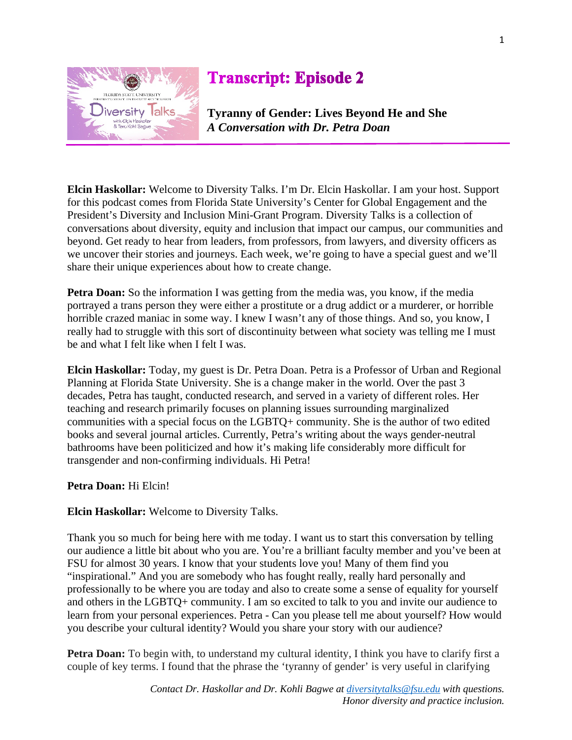# Transcript: Episode 2

**Tyranny of Gender: Lives Beyond He and She**
***A Conversation with Dr. Petra Doan***

**Elcin Haskollar:** Welcome to Diversity Talks. I'm Dr. Elcin Haskollar. I am your host. Support for this podcast comes from Florida State University's Center for Global Engagement and the President's Diversity and Inclusion Mini-Grant Program. Diversity Talks is a collection of conversations about diversity, equity and inclusion that impact our campus, our communities and beyond. Get ready to hear from leaders, from professors, from lawyers, and diversity officers as we uncover their stories and journeys. Each week, we're going to have a special guest and we'll share their unique experiences about how to create change.

**Petra Doan:** So the information I was getting from the media was, you know, if the media portrayed a trans person they were either a prostitute or a drug addict or a murderer, or horrible horrible crazed maniac in some way. I knew I wasn't any of those things. And so, you know, I really had to struggle with this sort of discontinuity between what society was telling me I must be and what I felt like when I felt I was.

**Elcin Haskollar:** Today, my guest is Dr. Petra Doan. Petra is a Professor of Urban and Regional Planning at Florida State University. She is a change maker in the world. Over the past 3 decades, Petra has taught, conducted research, and served in a variety of different roles. Her teaching and research primarily focuses on planning issues surrounding marginalized communities with a special focus on the LGBTQ+ community. She is the author of two edited books and several journal articles. Currently, Petra's writing about the ways gender-neutral bathrooms have been politicized and how it's making life considerably more difficult for transgender and non-confirming individuals. Hi Petra!

**Petra Doan:** Hi Elcin!

**Elcin Haskollar:** Welcome to Diversity Talks.

Thank you so much for being here with me today. I want us to start this conversation by telling our audience a little bit about who you are. You're a brilliant faculty member and you've been at FSU for almost 30 years. I know that your students love you! Many of them find you "inspirational." And you are somebody who has fought really, really hard personally and professionally to be where you are today and also to create some a sense of equality for yourself and others in the LGBTQ+ community. I am so excited to talk to you and invite our audience to learn from your personal experiences. Petra - Can you please tell me about yourself? How would you describe your cultural identity? Would you share your story with our audience?

**Petra Doan:** To begin with, to understand my cultural identity, I think you have to clarify first a couple of key terms. I found that the phrase the 'tyranny of gender' is very useful in clarifying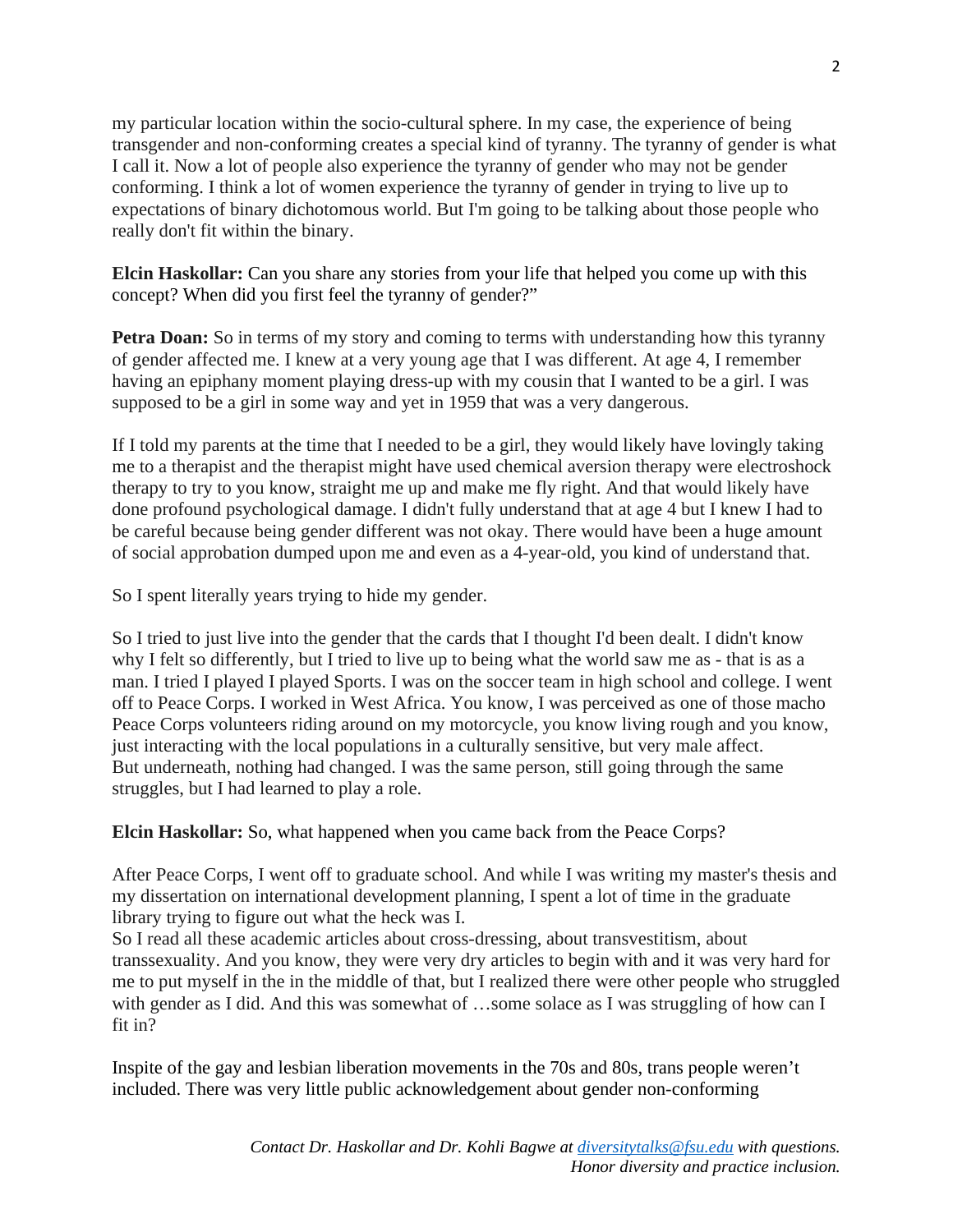my particular location within the socio-cultural sphere. In my case, the experience of being transgender and non-conforming creates a special kind of tyranny. The tyranny of gender is what I call it. Now a lot of people also experience the tyranny of gender who may not be gender conforming. I think a lot of women experience the tyranny of gender in trying to live up to expectations of binary dichotomous world. But I'm going to be talking about those people who really don't fit within the binary.

**Elcin Haskollar:** Can you share any stories from your life that helped you come up with this concept? When did you first feel the tyranny of gender?"

**Petra Doan:** So in terms of my story and coming to terms with understanding how this tyranny of gender affected me. I knew at a very young age that I was different. At age 4, I remember having an epiphany moment playing dress-up with my cousin that I wanted to be a girl. I was supposed to be a girl in some way and yet in 1959 that was a very dangerous.

If I told my parents at the time that I needed to be a girl, they would likely have lovingly taking me to a therapist and the therapist might have used chemical aversion therapy were electroshock therapy to try to you know, straight me up and make me fly right. And that would likely have done profound psychological damage. I didn't fully understand that at age 4 but I knew I had to be careful because being gender different was not okay. There would have been a huge amount of social approbation dumped upon me and even as a 4-year-old, you kind of understand that.

So I spent literally years trying to hide my gender.

So I tried to just live into the gender that the cards that I thought I'd been dealt. I didn't know why I felt so differently, but I tried to live up to being what the world saw me as - that is as a man. I tried I played I played Sports. I was on the soccer team in high school and college. I went off to Peace Corps. I worked in West Africa. You know, I was perceived as one of those macho Peace Corps volunteers riding around on my motorcycle, you know living rough and you know, just interacting with the local populations in a culturally sensitive, but very male affect. But underneath, nothing had changed. I was the same person, still going through the same struggles, but I had learned to play a role.

**Elcin Haskollar:** So, what happened when you came back from the Peace Corps?

After Peace Corps, I went off to graduate school. And while I was writing my master's thesis and my dissertation on international development planning, I spent a lot of time in the graduate library trying to figure out what the heck was I.
So I read all these academic articles about cross-dressing, about transvestitism, about transsexuality. And you know, they were very dry articles to begin with and it was very hard for me to put myself in the in the middle of that, but I realized there were other people who struggled with gender as I did. And this was somewhat of …some solace as I was struggling of how can I fit in?

Inspite of the gay and lesbian liberation movements in the 70s and 80s, trans people weren't included. There was very little public acknowledgement about gender non-conforming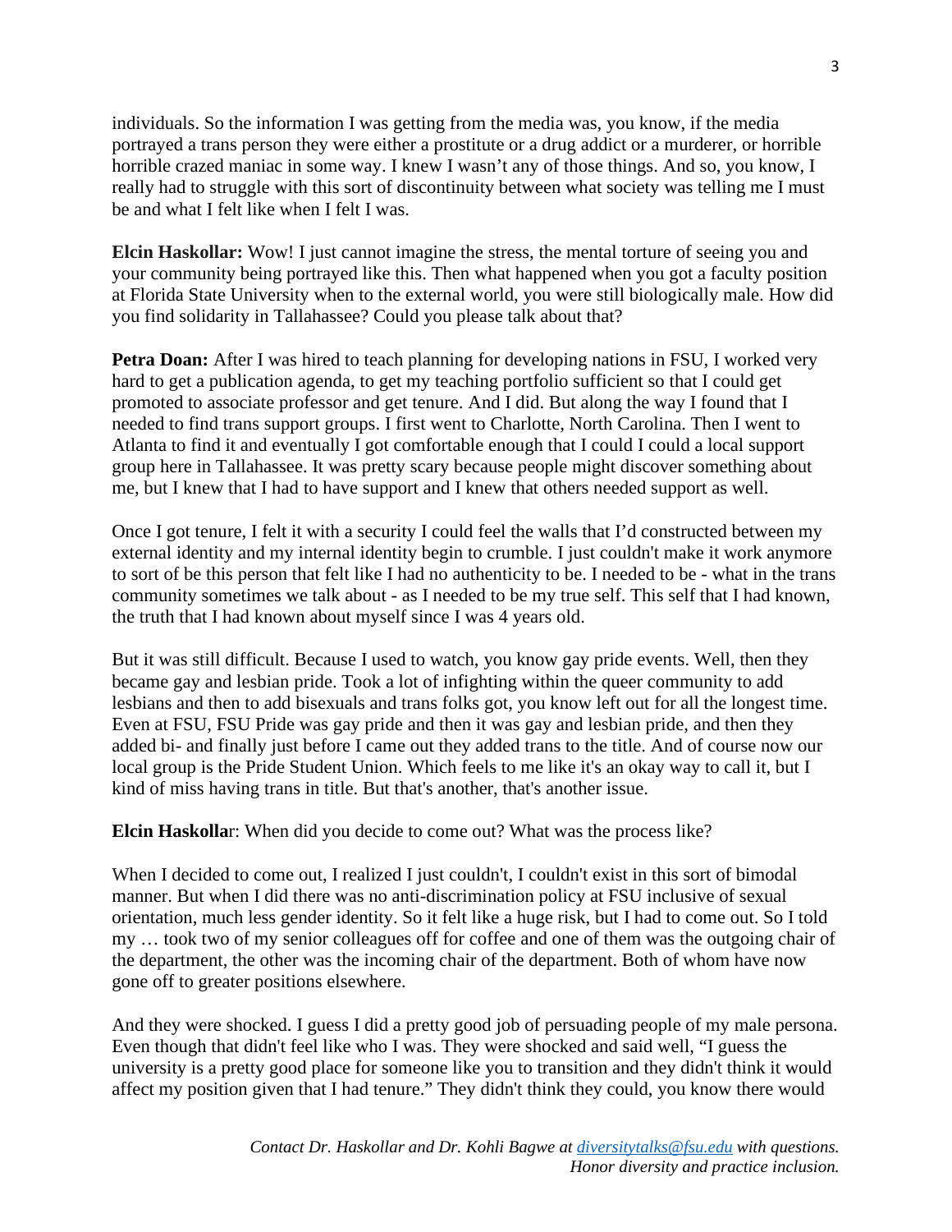individuals. So the information I was getting from the media was, you know, if the media portrayed a trans person they were either a prostitute or a drug addict or a murderer, or horrible horrible crazed maniac in some way. I knew I wasn't any of those things. And so, you know, I really had to struggle with this sort of discontinuity between what society was telling me I must be and what I felt like when I felt I was.

**Elcin Haskollar:** Wow! I just cannot imagine the stress, the mental torture of seeing you and your community being portrayed like this. Then what happened when you got a faculty position at Florida State University when to the external world, you were still biologically male. How did you find solidarity in Tallahassee? Could you please talk about that?

**Petra Doan:** After I was hired to teach planning for developing nations in FSU, I worked very hard to get a publication agenda, to get my teaching portfolio sufficient so that I could get promoted to associate professor and get tenure. And I did. But along the way I found that I needed to find trans support groups. I first went to Charlotte, North Carolina. Then I went to Atlanta to find it and eventually I got comfortable enough that I could I could a local support group here in Tallahassee. It was pretty scary because people might discover something about me, but I knew that I had to have support and I knew that others needed support as well.

Once I got tenure, I felt it with a security I could feel the walls that I'd constructed between my external identity and my internal identity begin to crumble. I just couldn't make it work anymore to sort of be this person that felt like I had no authenticity to be. I needed to be - what in the trans community sometimes we talk about - as I needed to be my true self. This self that I had known, the truth that I had known about myself since I was 4 years old.

But it was still difficult. Because I used to watch, you know gay pride events. Well, then they became gay and lesbian pride. Took a lot of infighting within the queer community to add lesbians and then to add bisexuals and trans folks got, you know left out for all the longest time. Even at FSU, FSU Pride was gay pride and then it was gay and lesbian pride, and then they added bi- and finally just before I came out they added trans to the title. And of course now our local group is the Pride Student Union. Which feels to me like it's an okay way to call it, but I kind of miss having trans in title. But that's another, that's another issue.

**Elcin Haskollar**: When did you decide to come out? What was the process like?

When I decided to come out, I realized I just couldn't, I couldn't exist in this sort of bimodal manner. But when I did there was no anti-discrimination policy at FSU inclusive of sexual orientation, much less gender identity. So it felt like a huge risk, but I had to come out. So I told my … took two of my senior colleagues off for coffee and one of them was the outgoing chair of the department, the other was the incoming chair of the department. Both of whom have now gone off to greater positions elsewhere.

And they were shocked. I guess I did a pretty good job of persuading people of my male persona. Even though that didn't feel like who I was. They were shocked and said well, "I guess the university is a pretty good place for someone like you to transition and they didn't think it would affect my position given that I had tenure." They didn't think they could, you know there would

*Contact Dr. Haskollar and Dr. Kohli Bagwe at diversitytalks@fsu.edu with questions. Honor diversity and practice inclusion.*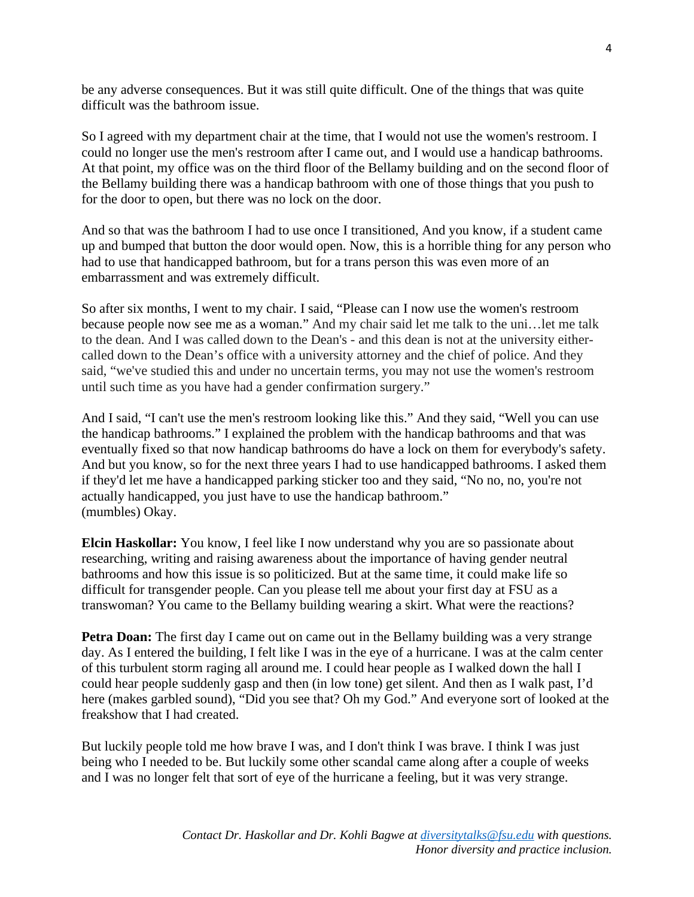be any adverse consequences. But it was still quite difficult. One of the things that was quite difficult was the bathroom issue.

So I agreed with my department chair at the time, that I would not use the women's restroom. I could no longer use the men's restroom after I came out, and I would use a handicap bathrooms. At that point, my office was on the third floor of the Bellamy building and on the second floor of the Bellamy building there was a handicap bathroom with one of those things that you push to for the door to open, but there was no lock on the door.

And so that was the bathroom I had to use once I transitioned, And you know, if a student came up and bumped that button the door would open. Now, this is a horrible thing for any person who had to use that handicapped bathroom, but for a trans person this was even more of an embarrassment and was extremely difficult.

So after six months, I went to my chair. I said, "Please can I now use the women's restroom because people now see me as a woman." And my chair said let me talk to the uni…let me talk to the dean. And I was called down to the Dean's - and this dean is not at the university either- called down to the Dean's office with a university attorney and the chief of police. And they said, "we've studied this and under no uncertain terms, you may not use the women's restroom until such time as you have had a gender confirmation surgery."

And I said, "I can't use the men's restroom looking like this." And they said, "Well you can use the handicap bathrooms." I explained the problem with the handicap bathrooms and that was eventually fixed so that now handicap bathrooms do have a lock on them for everybody's safety. And but you know, so for the next three years I had to use handicapped bathrooms. I asked them if they'd let me have a handicapped parking sticker too and they said, "No no, no, you're not actually handicapped, you just have to use the handicap bathroom."
(mumbles) Okay.

**Elcin Haskollar:** You know, I feel like I now understand why you are so passionate about researching, writing and raising awareness about the importance of having gender neutral bathrooms and how this issue is so politicized. But at the same time, it could make life so difficult for transgender people. Can you please tell me about your first day at FSU as a transwoman? You came to the Bellamy building wearing a skirt. What were the reactions?

**Petra Doan:** The first day I came out on came out in the Bellamy building was a very strange day. As I entered the building, I felt like I was in the eye of a hurricane. I was at the calm center of this turbulent storm raging all around me. I could hear people as I walked down the hall I could hear people suddenly gasp and then (in low tone) get silent. And then as I walk past, I'd here (makes garbled sound), "Did you see that? Oh my God." And everyone sort of looked at the freakshow that I had created.

But luckily people told me how brave I was, and I don't think I was brave. I think I was just being who I needed to be. But luckily some other scandal came along after a couple of weeks and I was no longer felt that sort of eye of the hurricane a feeling, but it was very strange.

*Contact Dr. Haskollar and Dr. Kohli Bagwe at diversitytalks@fsu.edu with questions.*
*Honor diversity and practice inclusion.*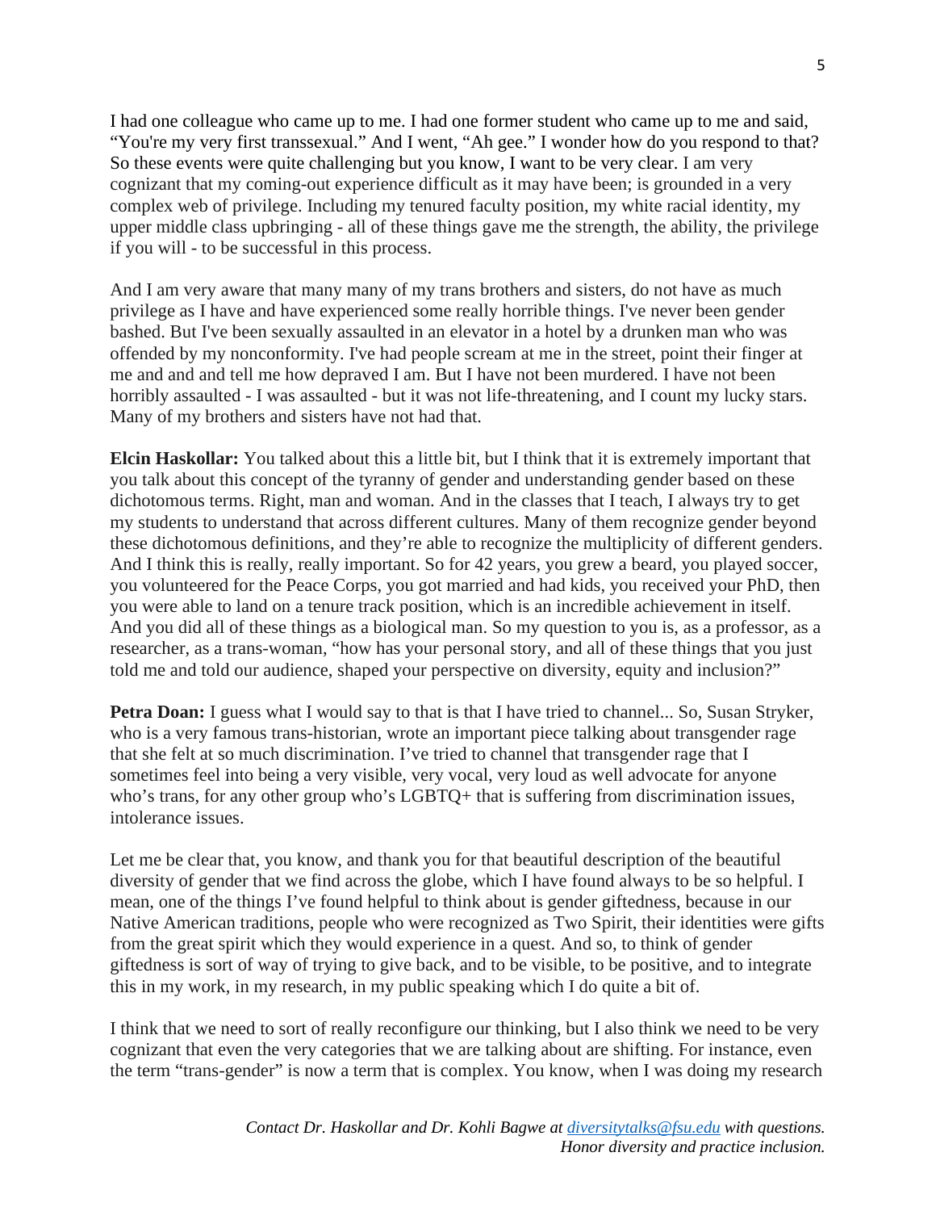I had one colleague who came up to me. I had one former student who came up to me and said, "You're my very first transsexual." And I went, "Ah gee." I wonder how do you respond to that? So these events were quite challenging but you know, I want to be very clear. I am very cognizant that my coming-out experience difficult as it may have been; is grounded in a very complex web of privilege. Including my tenured faculty position, my white racial identity, my upper middle class upbringing - all of these things gave me the strength, the ability, the privilege if you will - to be successful in this process.

And I am very aware that many many of my trans brothers and sisters, do not have as much privilege as I have and have experienced some really horrible things. I've never been gender bashed. But I've been sexually assaulted in an elevator in a hotel by a drunken man who was offended by my nonconformity. I've had people scream at me in the street, point their finger at me and and and tell me how depraved I am. But I have not been murdered. I have not been horribly assaulted - I was assaulted - but it was not life-threatening, and I count my lucky stars. Many of my brothers and sisters have not had that.

**Elcin Haskollar:** You talked about this a little bit, but I think that it is extremely important that you talk about this concept of the tyranny of gender and understanding gender based on these dichotomous terms. Right, man and woman. And in the classes that I teach, I always try to get my students to understand that across different cultures. Many of them recognize gender beyond these dichotomous definitions, and they're able to recognize the multiplicity of different genders. And I think this is really, really important. So for 42 years, you grew a beard, you played soccer, you volunteered for the Peace Corps, you got married and had kids, you received your PhD, then you were able to land on a tenure track position, which is an incredible achievement in itself. And you did all of these things as a biological man. So my question to you is, as a professor, as a researcher, as a trans-woman, "how has your personal story, and all of these things that you just told me and told our audience, shaped your perspective on diversity, equity and inclusion?"

**Petra Doan:** I guess what I would say to that is that I have tried to channel... So, Susan Stryker, who is a very famous trans-historian, wrote an important piece talking about transgender rage that she felt at so much discrimination. I've tried to channel that transgender rage that I sometimes feel into being a very visible, very vocal, very loud as well advocate for anyone who's trans, for any other group who's LGBTQ+ that is suffering from discrimination issues, intolerance issues.

Let me be clear that, you know, and thank you for that beautiful description of the beautiful diversity of gender that we find across the globe, which I have found always to be so helpful. I mean, one of the things I've found helpful to think about is gender giftedness, because in our Native American traditions, people who were recognized as Two Spirit, their identities were gifts from the great spirit which they would experience in a quest. And so, to think of gender giftedness is sort of way of trying to give back, and to be visible, to be positive, and to integrate this in my work, in my research, in my public speaking which I do quite a bit of.

I think that we need to sort of really reconfigure our thinking, but I also think we need to be very cognizant that even the very categories that we are talking about are shifting. For instance, even the term "trans-gender" is now a term that is complex. You know, when I was doing my research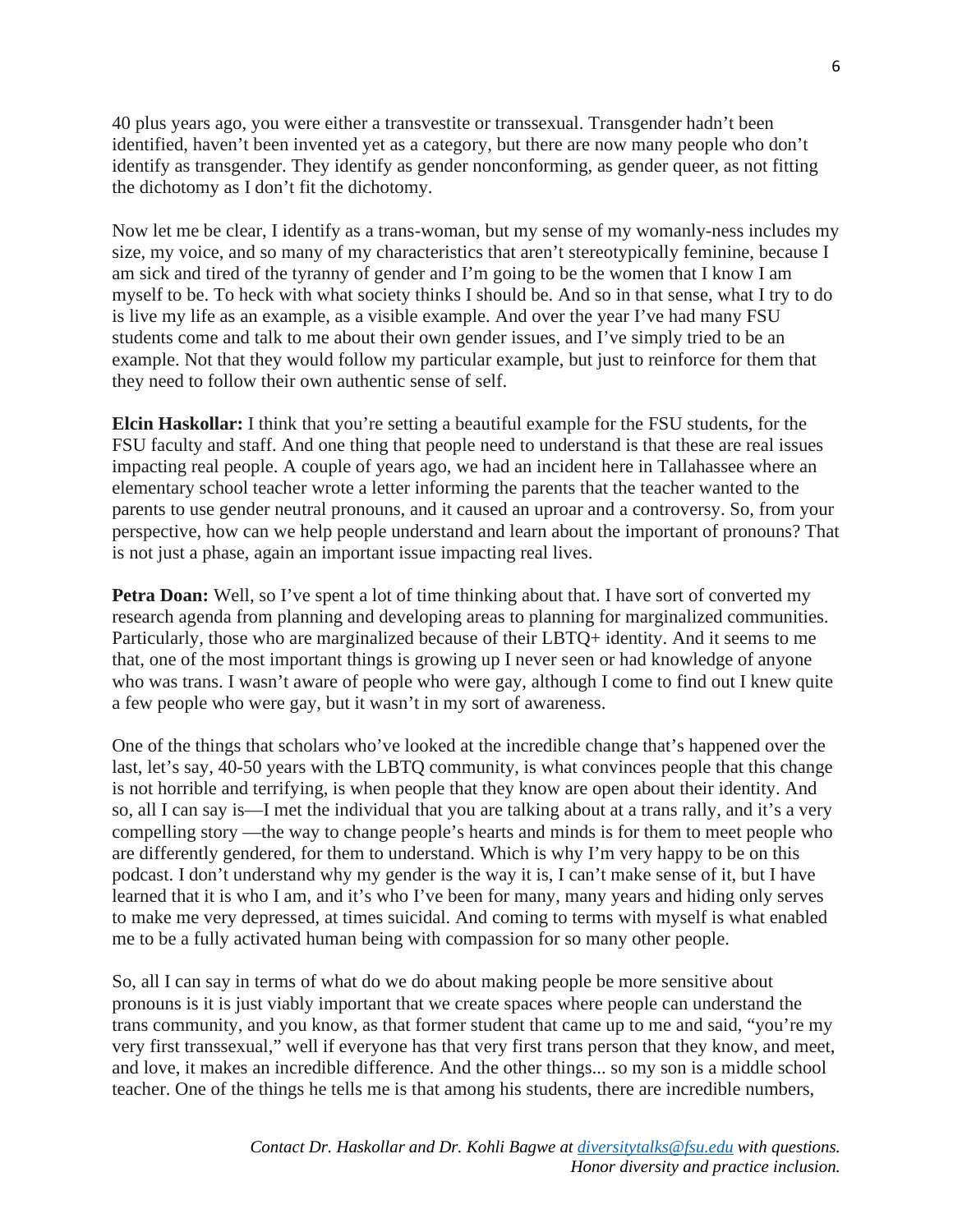40 plus years ago, you were either a transvestite or transsexual. Transgender hadn't been identified, haven't been invented yet as a category, but there are now many people who don't identify as transgender. They identify as gender nonconforming, as gender queer, as not fitting the dichotomy as I don't fit the dichotomy.

Now let me be clear, I identify as a trans-woman, but my sense of my womanly-ness includes my size, my voice, and so many of my characteristics that aren't stereotypically feminine, because I am sick and tired of the tyranny of gender and I'm going to be the women that I know I am myself to be. To heck with what society thinks I should be. And so in that sense, what I try to do is live my life as an example, as a visible example. And over the year I've had many FSU students come and talk to me about their own gender issues, and I've simply tried to be an example. Not that they would follow my particular example, but just to reinforce for them that they need to follow their own authentic sense of self.

**Elcin Haskollar:** I think that you're setting a beautiful example for the FSU students, for the FSU faculty and staff. And one thing that people need to understand is that these are real issues impacting real people. A couple of years ago, we had an incident here in Tallahassee where an elementary school teacher wrote a letter informing the parents that the teacher wanted to the parents to use gender neutral pronouns, and it caused an uproar and a controversy. So, from your perspective, how can we help people understand and learn about the important of pronouns? That is not just a phase, again an important issue impacting real lives.

**Petra Doan:** Well, so I've spent a lot of time thinking about that. I have sort of converted my research agenda from planning and developing areas to planning for marginalized communities. Particularly, those who are marginalized because of their LBTQ+ identity. And it seems to me that, one of the most important things is growing up I never seen or had knowledge of anyone who was trans. I wasn't aware of people who were gay, although I come to find out I knew quite a few people who were gay, but it wasn't in my sort of awareness.

One of the things that scholars who've looked at the incredible change that's happened over the last, let's say, 40-50 years with the LBTQ community, is what convinces people that this change is not horrible and terrifying, is when people that they know are open about their identity. And so, all I can say is—I met the individual that you are talking about at a trans rally, and it's a very compelling story —the way to change people's hearts and minds is for them to meet people who are differently gendered, for them to understand. Which is why I'm very happy to be on this podcast. I don't understand why my gender is the way it is, I can't make sense of it, but I have learned that it is who I am, and it's who I've been for many, many years and hiding only serves to make me very depressed, at times suicidal. And coming to terms with myself is what enabled me to be a fully activated human being with compassion for so many other people.

So, all I can say in terms of what do we do about making people be more sensitive about pronouns is it is just viably important that we create spaces where people can understand the trans community, and you know, as that former student that came up to me and said, "you're my very first transsexual," well if everyone has that very first trans person that they know, and meet, and love, it makes an incredible difference. And the other things... so my son is a middle school teacher. One of the things he tells me is that among his students, there are incredible numbers,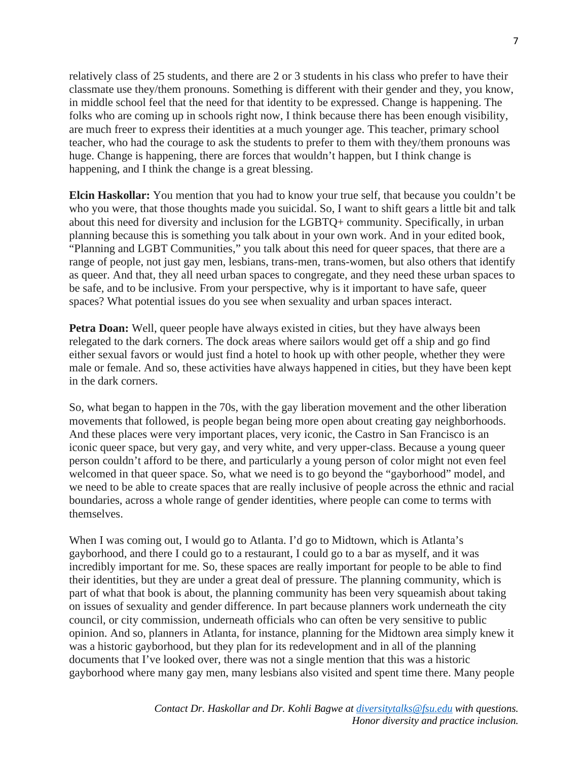relatively class of 25 students, and there are 2 or 3 students in his class who prefer to have their classmate use they/them pronouns. Something is different with their gender and they, you know, in middle school feel that the need for that identity to be expressed. Change is happening. The folks who are coming up in schools right now, I think because there has been enough visibility, are much freer to express their identities at a much younger age. This teacher, primary school teacher, who had the courage to ask the students to prefer to them with they/them pronouns was huge. Change is happening, there are forces that wouldn't happen, but I think change is happening, and I think the change is a great blessing.

**Elcin Haskollar:** You mention that you had to know your true self, that because you couldn't be who you were, that those thoughts made you suicidal. So, I want to shift gears a little bit and talk about this need for diversity and inclusion for the LGBTQ+ community. Specifically, in urban planning because this is something you talk about in your own work. And in your edited book, "Planning and LGBT Communities," you talk about this need for queer spaces, that there are a range of people, not just gay men, lesbians, trans-men, trans-women, but also others that identify as queer. And that, they all need urban spaces to congregate, and they need these urban spaces to be safe, and to be inclusive. From your perspective, why is it important to have safe, queer spaces? What potential issues do you see when sexuality and urban spaces interact.

**Petra Doan:** Well, queer people have always existed in cities, but they have always been relegated to the dark corners. The dock areas where sailors would get off a ship and go find either sexual favors or would just find a hotel to hook up with other people, whether they were male or female. And so, these activities have always happened in cities, but they have been kept in the dark corners.

So, what began to happen in the 70s, with the gay liberation movement and the other liberation movements that followed, is people began being more open about creating gay neighborhoods. And these places were very important places, very iconic, the Castro in San Francisco is an iconic queer space, but very gay, and very white, and very upper-class. Because a young queer person couldn't afford to be there, and particularly a young person of color might not even feel welcomed in that queer space. So, what we need is to go beyond the "gayborhood" model, and we need to be able to create spaces that are really inclusive of people across the ethnic and racial boundaries, across a whole range of gender identities, where people can come to terms with themselves.

When I was coming out, I would go to Atlanta. I'd go to Midtown, which is Atlanta's gayborhood, and there I could go to a restaurant, I could go to a bar as myself, and it was incredibly important for me. So, these spaces are really important for people to be able to find their identities, but they are under a great deal of pressure. The planning community, which is part of what that book is about, the planning community has been very squeamish about taking on issues of sexuality and gender difference. In part because planners work underneath the city council, or city commission, underneath officials who can often be very sensitive to public opinion. And so, planners in Atlanta, for instance, planning for the Midtown area simply knew it was a historic gayborhood, but they plan for its redevelopment and in all of the planning documents that I've looked over, there was not a single mention that this was a historic gayborhood where many gay men, many lesbians also visited and spent time there. Many people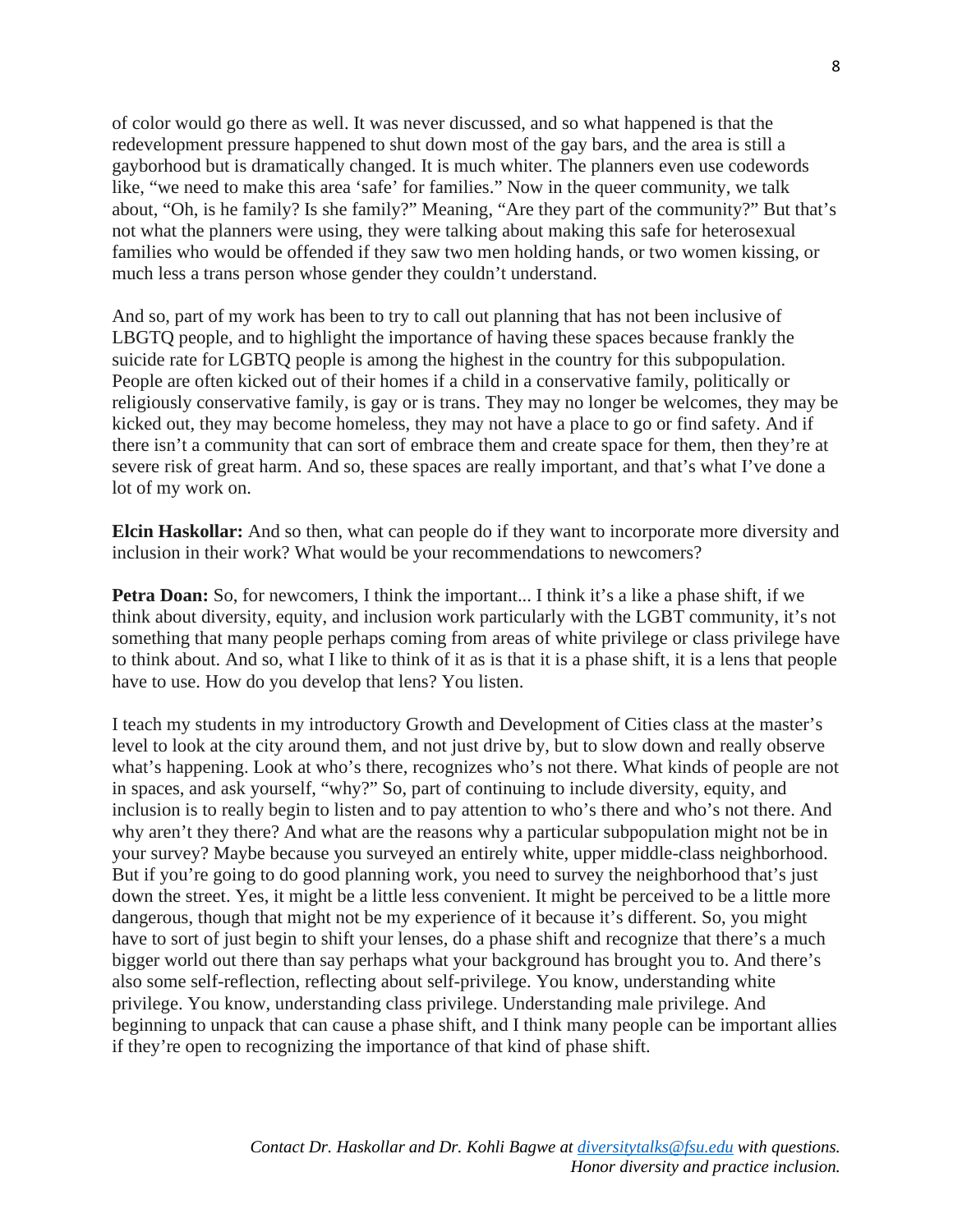of color would go there as well. It was never discussed, and so what happened is that the redevelopment pressure happened to shut down most of the gay bars, and the area is still a gayborhood but is dramatically changed. It is much whiter. The planners even use codewords like, "we need to make this area 'safe' for families." Now in the queer community, we talk about, "Oh, is he family? Is she family?" Meaning, "Are they part of the community?" But that's not what the planners were using, they were talking about making this safe for heterosexual families who would be offended if they saw two men holding hands, or two women kissing, or much less a trans person whose gender they couldn't understand.

And so, part of my work has been to try to call out planning that has not been inclusive of LBGTQ people, and to highlight the importance of having these spaces because frankly the suicide rate for LGBTQ people is among the highest in the country for this subpopulation. People are often kicked out of their homes if a child in a conservative family, politically or religiously conservative family, is gay or is trans. They may no longer be welcomes, they may be kicked out, they may become homeless, they may not have a place to go or find safety. And if there isn't a community that can sort of embrace them and create space for them, then they're at severe risk of great harm. And so, these spaces are really important, and that's what I've done a lot of my work on.

**Elcin Haskollar:** And so then, what can people do if they want to incorporate more diversity and inclusion in their work? What would be your recommendations to newcomers?

**Petra Doan:** So, for newcomers, I think the important... I think it's a like a phase shift, if we think about diversity, equity, and inclusion work particularly with the LGBT community, it's not something that many people perhaps coming from areas of white privilege or class privilege have to think about. And so, what I like to think of it as is that it is a phase shift, it is a lens that people have to use. How do you develop that lens? You listen.

I teach my students in my introductory Growth and Development of Cities class at the master's level to look at the city around them, and not just drive by, but to slow down and really observe what's happening. Look at who's there, recognizes who's not there. What kinds of people are not in spaces, and ask yourself, "why?" So, part of continuing to include diversity, equity, and inclusion is to really begin to listen and to pay attention to who's there and who's not there. And why aren't they there? And what are the reasons why a particular subpopulation might not be in your survey? Maybe because you surveyed an entirely white, upper middle-class neighborhood. But if you're going to do good planning work, you need to survey the neighborhood that's just down the street. Yes, it might be a little less convenient. It might be perceived to be a little more dangerous, though that might not be my experience of it because it's different. So, you might have to sort of just begin to shift your lenses, do a phase shift and recognize that there's a much bigger world out there than say perhaps what your background has brought you to. And there's also some self-reflection, reflecting about self-privilege. You know, understanding white privilege. You know, understanding class privilege. Understanding male privilege. And beginning to unpack that can cause a phase shift, and I think many people can be important allies if they're open to recognizing the importance of that kind of phase shift.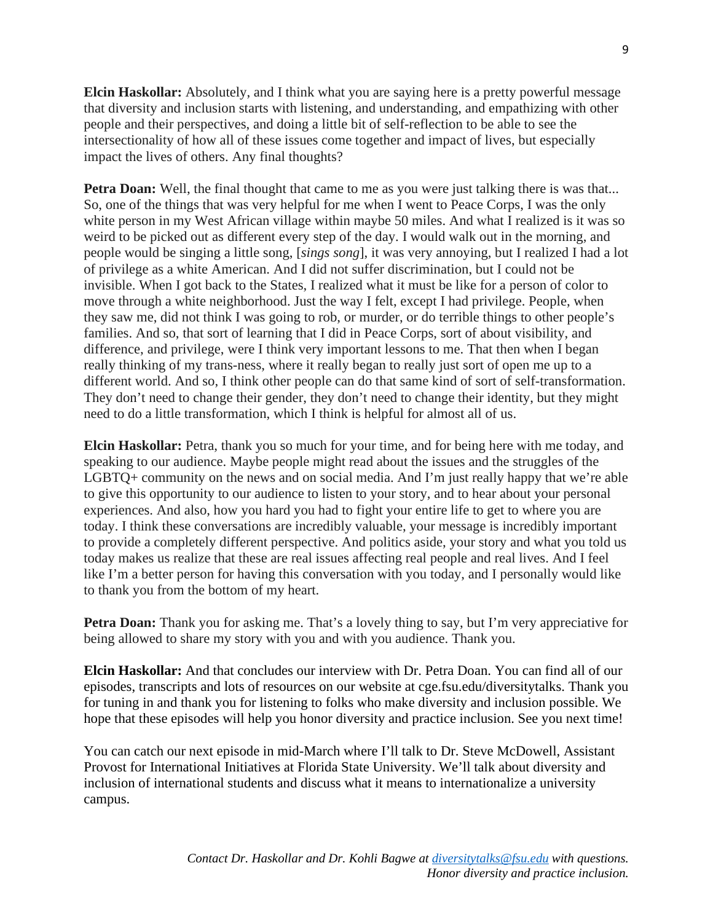**Elcin Haskollar:** Absolutely, and I think what you are saying here is a pretty powerful message that diversity and inclusion starts with listening, and understanding, and empathizing with other people and their perspectives, and doing a little bit of self-reflection to be able to see the intersectionality of how all of these issues come together and impact of lives, but especially impact the lives of others. Any final thoughts?

**Petra Doan:** Well, the final thought that came to me as you were just talking there is was that... So, one of the things that was very helpful for me when I went to Peace Corps, I was the only white person in my West African village within maybe 50 miles. And what I realized is it was so weird to be picked out as different every step of the day. I would walk out in the morning, and people would be singing a little song, [*sings song*], it was very annoying, but I realized I had a lot of privilege as a white American. And I did not suffer discrimination, but I could not be invisible. When I got back to the States, I realized what it must be like for a person of color to move through a white neighborhood. Just the way I felt, except I had privilege. People, when they saw me, did not think I was going to rob, or murder, or do terrible things to other people's families. And so, that sort of learning that I did in Peace Corps, sort of about visibility, and difference, and privilege, were I think very important lessons to me. That then when I began really thinking of my trans-ness, where it really began to really just sort of open me up to a different world. And so, I think other people can do that same kind of sort of self-transformation. They don't need to change their gender, they don't need to change their identity, but they might need to do a little transformation, which I think is helpful for almost all of us.

**Elcin Haskollar:** Petra, thank you so much for your time, and for being here with me today, and speaking to our audience. Maybe people might read about the issues and the struggles of the LGBTQ+ community on the news and on social media. And I'm just really happy that we're able to give this opportunity to our audience to listen to your story, and to hear about your personal experiences. And also, how you hard you had to fight your entire life to get to where you are today. I think these conversations are incredibly valuable, your message is incredibly important to provide a completely different perspective. And politics aside, your story and what you told us today makes us realize that these are real issues affecting real people and real lives. And I feel like I'm a better person for having this conversation with you today, and I personally would like to thank you from the bottom of my heart.

**Petra Doan:** Thank you for asking me. That's a lovely thing to say, but I'm very appreciative for being allowed to share my story with you and with you audience. Thank you.

**Elcin Haskollar:** And that concludes our interview with Dr. Petra Doan. You can find all of our episodes, transcripts and lots of resources on our website at cge.fsu.edu/diversitytalks. Thank you for tuning in and thank you for listening to folks who make diversity and inclusion possible. We hope that these episodes will help you honor diversity and practice inclusion. See you next time!

You can catch our next episode in mid-March where I'll talk to Dr. Steve McDowell, Assistant Provost for International Initiatives at Florida State University. We'll talk about diversity and inclusion of international students and discuss what it means to internationalize a university campus.

*Contact Dr. Haskollar and Dr. Kohli Bagwe at [diversitytalks@fsu.edu](mailto:diversitytalks@fsu.edu) with questions. Honor diversity and practice inclusion.*